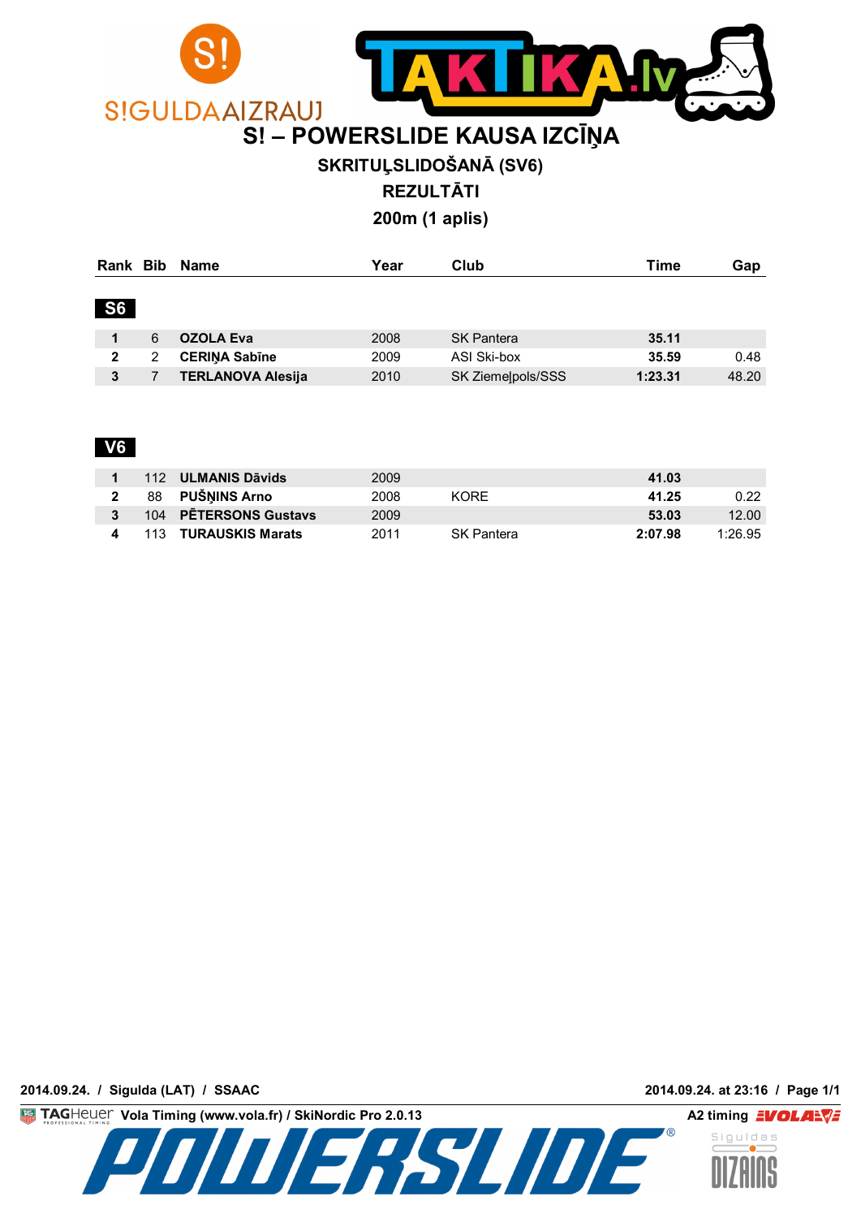# S! – POWERSLIDE KAUSA IZCĪŅA

## SKRITUĻSLIDOŠANĀ (SV6)

## REZULTĀTI

## 200m (1 aplis)

| Rank | Bib | Name | Year | Club | Time | Gap |
|---|---|---|---|---|---|---|
| **S6** | | | | | | |
| **1** | 6 | **OZOLA Eva** | 2008 | SK Pantera | **35.11** | |
| **2** | 2 | **CERIŅA Sabīne** | 2009 | ASI Ski-box | **35.59** | 0.48 |
| **3** | 7 | **TERLANOVA Alesija** | 2010 | SK Ziemeļpols/SSS | **1:23.31** | 48.20 |
| **V6** | | | | | | |
| **1** | 112 | **ULMANIS Dāvids** | 2009 | | **41.03** | |
| **2** | 88 | **PUŠŅINS Arno** | 2008 | KORE | **41.25** | 0.22 |
| **3** | 104 | **PĒTERSONS Gustavs** | 2009 | | **53.03** | 12.00 |
| **4** | 113 | **TURAUSKIS Marats** | 2011 | SK Pantera | **2:07.98** | 1:26.95 |

**2014.09.24. / Sigulda (LAT) / SSAAC**

**2014.09.24. at 23:16**

TAGHeuer **Vola Timing (www.vola.fr) / SkiNordic Pro 2.0.13**

**A2 timing**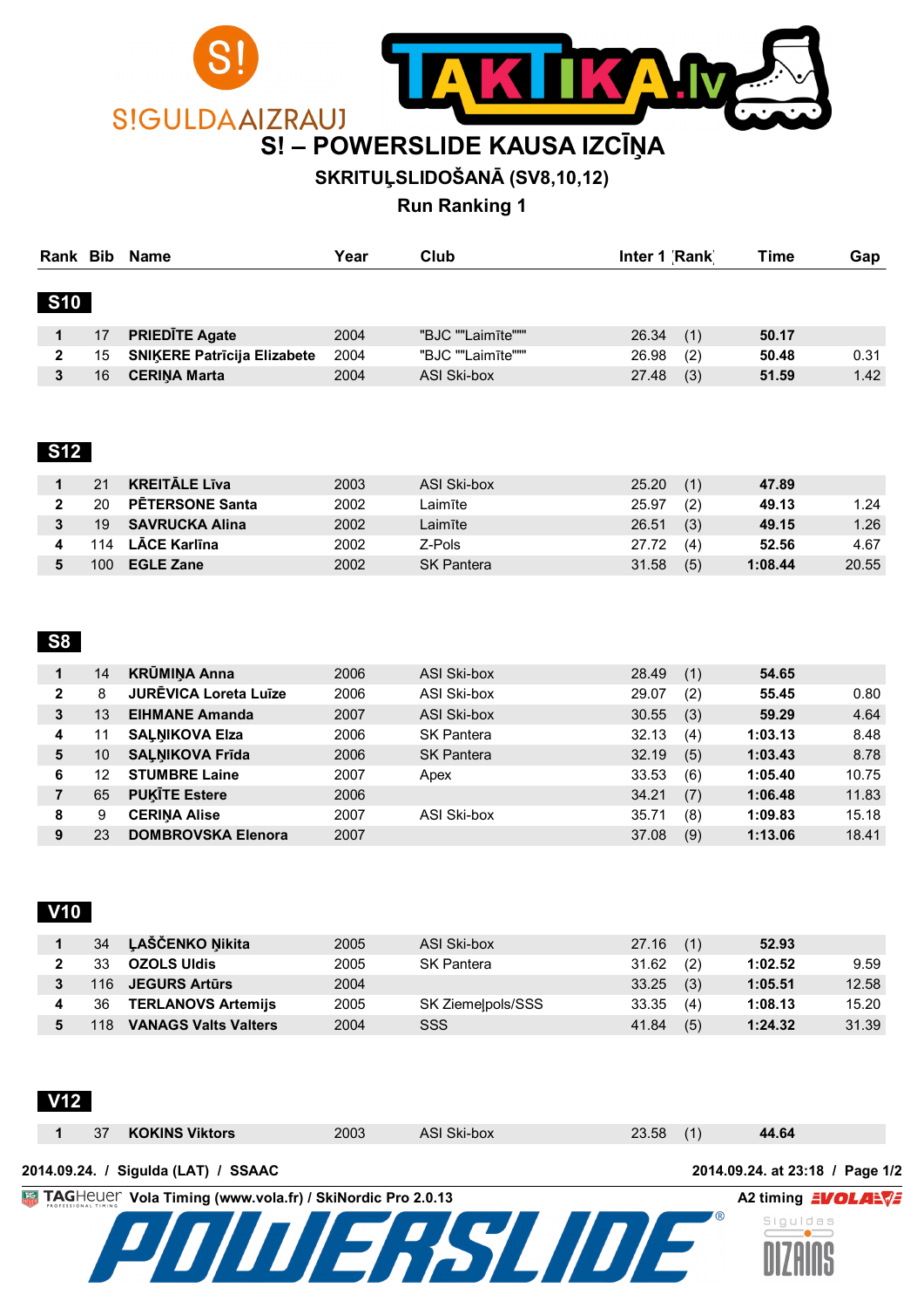S!GULDA AIZRAUJ

TAKTIKA.lv

# S! – POWERSLIDE KAUSA IZCĪŅA

## SKRITUĻSLIDOŠANĀ (SV8,10,12)

### Run Ranking 1

| Rank | Bib | Name | Year | Club | Inter 1 | Rank | Time | Gap |
|---|---|---|---|---|---|---|---|---|
| **S10** | | | | | | | | |
| 1 | 17 | **PRIEDĪTE Agate** | 2004 | "BJC ""Laimīte""" | 26.34 | (1) | **50.17** | |
| 2 | 15 | **SNIĶERE Patrīcija Elizabete** | 2004 | "BJC ""Laimīte""" | 26.98 | (2) | **50.48** | 0.31 |
| 3 | 16 | **CERIŅA Marta** | 2004 | ASI Ski-box | 27.48 | (3) | **51.59** | 1.42 |
| **S12** | | | | | | | | |
| 1 | 21 | **KREITĀLE Līva** | 2003 | ASI Ski-box | 25.20 | (1) | **47.89** | |
| 2 | 20 | **PĒTERSONE Santa** | 2002 | Laimīte | 25.97 | (2) | **49.13** | 1.24 |
| 3 | 19 | **SAVRUCKA Alina** | 2002 | Laimīte | 26.51 | (3) | **49.15** | 1.26 |
| 4 | 114 | **LĀCE Karlīna** | 2002 | Z-Pols | 27.72 | (4) | **52.56** | 4.67 |
| 5 | 100 | **EGLE Zane** | 2002 | SK Pantera | 31.58 | (5) | **1:08.44** | 20.55 |
| **S8** | | | | | | | | |
| 1 | 14 | **KRŪMIŅA Anna** | 2006 | ASI Ski-box | 28.49 | (1) | **54.65** | |
| 2 | 8 | **JURĒVICA Loreta Luīze** | 2006 | ASI Ski-box | 29.07 | (2) | **55.45** | 0.80 |
| 3 | 13 | **EIHMANE Amanda** | 2007 | ASI Ski-box | 30.55 | (3) | **59.29** | 4.64 |
| 4 | 11 | **SAĻŅIKOVA Elza** | 2006 | SK Pantera | 32.13 | (4) | **1:03.13** | 8.48 |
| 5 | 10 | **SAĻŅIKOVA Frīda** | 2006 | SK Pantera | 32.19 | (5) | **1:03.43** | 8.78 |
| 6 | 12 | **STUMBRE Laine** | 2007 | Apex | 33.53 | (6) | **1:05.40** | 10.75 |
| 7 | 65 | **PUĶĪTE Estere** | 2006 | | 34.21 | (7) | **1:06.48** | 11.83 |
| 8 | 9 | **CERIŅA Alise** | 2007 | ASI Ski-box | 35.71 | (8) | **1:09.83** | 15.18 |
| 9 | 23 | **DOMBROVSKA Elenora** | 2007 | | 37.08 | (9) | **1:13.06** | 18.41 |
| **V10** | | | | | | | | |
| 1 | 34 | **ĻAŠČENKO Ņikita** | 2005 | ASI Ski-box | 27.16 | (1) | **52.93** | |
| 2 | 33 | **OZOLS Uldis** | 2005 | SK Pantera | 31.62 | (2) | **1:02.52** | 9.59 |
| 3 | 116 | **JEGURS Artūrs** | 2004 | | 33.25 | (3) | **1:05.51** | 12.58 |
| 4 | 36 | **TERLANOVS Artemijs** | 2005 | SK Ziemeļpols/SSS | 33.35 | (4) | **1:08.13** | 15.20 |
| 5 | 118 | **VANAGS Valts Valters** | 2004 | SSS | 41.84 | (5) | **1:24.32** | 31.39 |
| **V12** | | | | | | | | |
| 1 | 37 | **KOKINS Viktors** | 2003 | ASI Ski-box | 23.58 | (1) | **44.64** | |

2014.09.24. / Sigulda (LAT) / SSAAC — 2014.09.24. at 23:18

TAGHeuer Vola Timing (www.vola.fr) / SkiNordic Pro 2.0.13 — A2 timing EVOLA

POWERSLIDE — Siguldas DIZAINS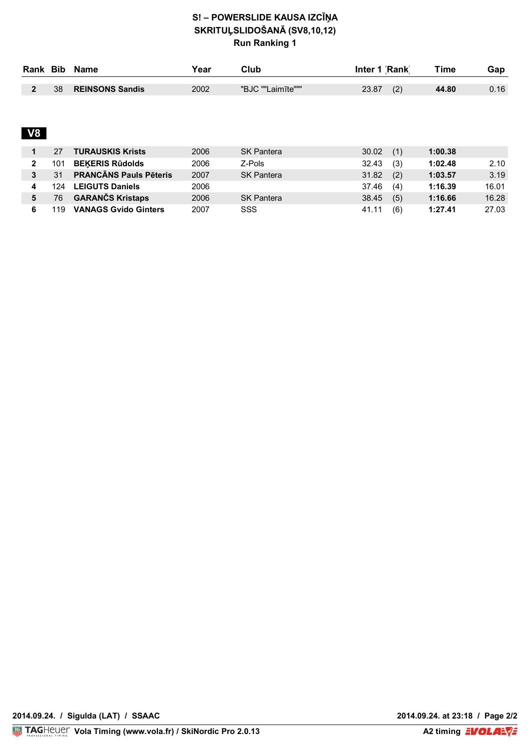# S! – POWERSLIDE KAUSA IZCĪŅA
## SKRITUĻSLIDOŠANĀ (SV8,10,12)
### Run Ranking 1

| Rank | Bib | Name | Year | Club | Inter 1 | Rank | Time | Gap |
|---|---|---|---|---|---|---|---|---|
| **2** | 38 | **REINSONS Sandis** | 2002 | "BJC ""Laimīte""" | 23.87 | (2) | **44.80** | 0.16 |

## V8

| Rank | Bib | Name | Year | Club | Inter 1 | Rank | Time | Gap |
|---|---|---|---|---|---|---|---|---|
| **1** | 27 | **TURAUSKIS Krists** | 2006 | SK Pantera | 30.02 | (1) | **1:00.38** | |
| **2** | 101 | **BEĶERIS Rūdolds** | 2006 | Z-Pols | 32.43 | (3) | **1:02.48** | 2.10 |
| **3** | 31 | **PRANCĀNS Pauls Pēteris** | 2007 | SK Pantera | 31.82 | (2) | **1:03.57** | 3.19 |
| **4** | 124 | **LEIGUTS Daniels** | 2006 | | 37.46 | (4) | **1:16.39** | 16.01 |
| **5** | 76 | **GARANČS Kristaps** | 2006 | SK Pantera | 38.45 | (5) | **1:16.66** | 16.28 |
| **6** | 119 | **VANAGS Gvido Ginters** | 2007 | SSS | 41.11 | (6) | **1:27.41** | 27.03 |

**2014.09.24. / Sigulda (LAT) / SSAAC**

**2014.09.24. at 23:18**

**Vola Timing (www.vola.fr) / SkiNordic Pro 2.0.13**

**A2 timing**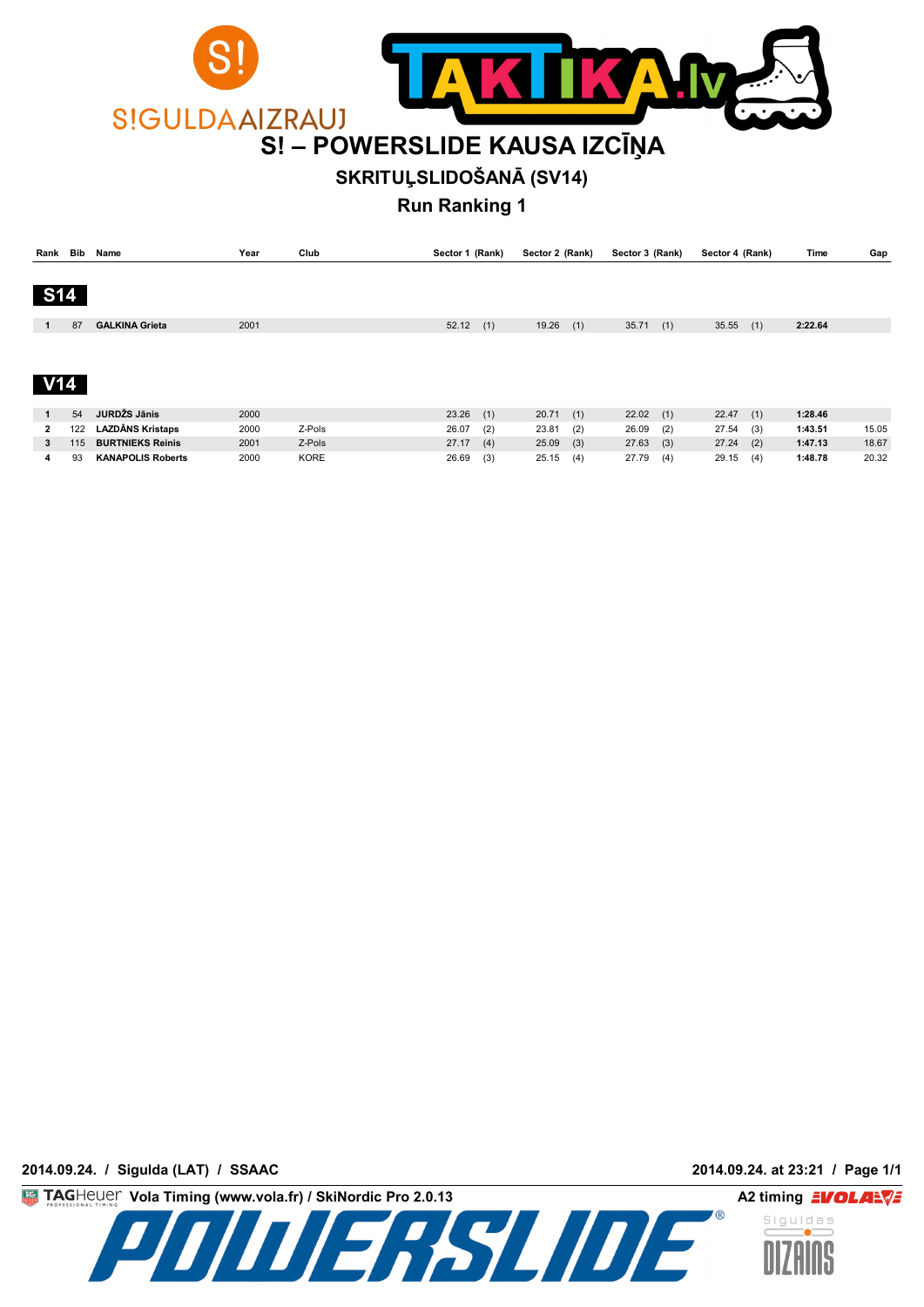# S! – POWERSLIDE KAUSA IZCĪŅA

## SKRITUĻSLIDOŠANĀ (SV14)

## Run Ranking 1

| Rank | Bib | Name | Year | Club | Sector 1 (Rank) | Sector 2 (Rank) | Sector 3 (Rank) | Sector 4 (Rank) | Time | Gap |
|---|---|---|---|---|---|---|---|---|---|---|
| **S14** | | | | | | | | | | |
| 1 | 87 | **GALKINA Grieta** | 2001 | | 52.12 (1) | 19.26 (1) | 35.71 (1) | 35.55 (1) | **2:22.64** | |
| **V14** | | | | | | | | | | |
| 1 | 54 | **JURDŽS Jānis** | 2000 | | 23.26 (1) | 20.71 (1) | 22.02 (1) | 22.47 (1) | **1:28.46** | |
| 2 | 122 | **LAZDĀNS Kristaps** | 2000 | Z-Pols | 26.07 (2) | 23.81 (2) | 26.09 (2) | 27.54 (3) | **1:43.51** | 15.05 |
| 3 | 115 | **BURTNIEKS Reinis** | 2001 | Z-Pols | 27.17 (4) | 25.09 (3) | 27.63 (3) | 27.24 (2) | **1:47.13** | 18.67 |
| 4 | 93 | **KANAPOLIS Roberts** | 2000 | KORE | 26.69 (3) | 25.15 (4) | 27.79 (4) | 29.15 (4) | **1:48.78** | 20.32 |

2014.09.24. / Sigulda (LAT) / SSAAC

2014.09.24. at 23:21

Vola Timing (www.vola.fr) / SkiNordic Pro 2.0.13

A2 timing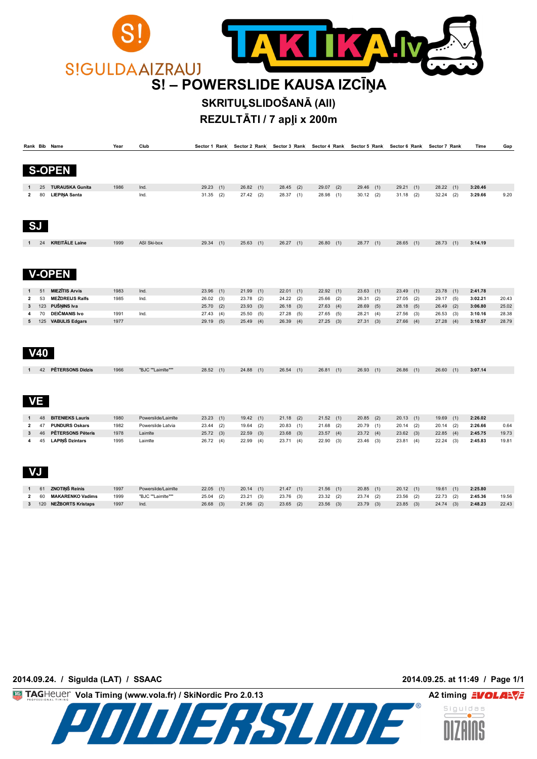S!GULDA AIZRAUJ

TAKTIKA.lv

# S! – POWERSLIDE KAUSA IZCĪŅA

## SKRITUĻSLIDOŠANĀ (All)

## REZULTĀTI / 7 apļi x 200m

### S-OPEN

| Rank | Bib | Name | Year | Club | Sector 1 | Rank | Sector 2 | Rank | Sector 3 | Rank | Sector 4 | Rank | Sector 5 | Rank | Sector 6 | Rank | Sector 7 | Rank | Time | Gap |
|---|---|---|---|---|---|---|---|---|---|---|---|---|---|---|---|---|---|---|---|---|
| 1 | 25 | TURAUSKA Gunita | 1986 | Ind. | 29.23 | (1) | 26.82 | (1) | 28.45 | (2) | 29.07 | (2) | 29.46 | (1) | 29.21 | (1) | 28.22 | (1) | 3:20.46 | |
| 2 | 80 | LIEPIŅA Santa | | Ind. | 31.35 | (2) | 27.42 | (2) | 28.37 | (1) | 28.98 | (1) | 30.12 | (2) | 31.18 | (2) | 32.24 | (2) | 3:29.66 | 9.20 |

### SJ

| Rank | Bib | Name | Year | Club | Sector 1 | Rank | Sector 2 | Rank | Sector 3 | Rank | Sector 4 | Rank | Sector 5 | Rank | Sector 6 | Rank | Sector 7 | Rank | Time | Gap |
|---|---|---|---|---|---|---|---|---|---|---|---|---|---|---|---|---|---|---|---|---|
| 1 | 24 | KREITĀLE Laine | 1999 | ASI Ski-box | 29.34 | (1) | 25.63 | (1) | 26.27 | (1) | 26.80 | (1) | 28.77 | (1) | 28.65 | (1) | 28.73 | (1) | 3:14.19 | |

### V-OPEN

| Rank | Bib | Name | Year | Club | Sector 1 | Rank | Sector 2 | Rank | Sector 3 | Rank | Sector 4 | Rank | Sector 5 | Rank | Sector 6 | Rank | Sector 7 | Rank | Time | Gap |
|---|---|---|---|---|---|---|---|---|---|---|---|---|---|---|---|---|---|---|---|---|
| 1 | 51 | MIEZĪTIS Arvis | 1983 | Ind. | 23.96 | (1) | 21.99 | (1) | 22.01 | (1) | 22.92 | (1) | 23.63 | (1) | 23.49 | (1) | 23.78 | (1) | 2:41.78 | |
| 2 | 53 | MEŽDREIJS Ralfs | 1985 | Ind. | 26.02 | (3) | 23.78 | (2) | 24.22 | (2) | 25.66 | (2) | 26.31 | (2) | 27.05 | (2) | 29.17 | (5) | 3:02.21 | 20.43 |
| 3 | 123 | PUŠŅINS Iva | | | 25.70 | (2) | 23.93 | (3) | 26.18 | (3) | 27.63 | (4) | 28.69 | (5) | 28.18 | (5) | 26.49 | (2) | 3:06.80 | 25.02 |
| 4 | 70 | DEIČMANIS Ivo | 1991 | Ind. | 27.43 | (4) | 25.50 | (5) | 27.28 | (5) | 27.65 | (5) | 28.21 | (4) | 27.56 | (3) | 26.53 | (3) | 3:10.16 | 28.38 |
| 5 | 125 | VABULIS Edgars | 1977 | | 29.19 | (5) | 25.49 | (4) | 26.39 | (4) | 27.25 | (3) | 27.31 | (3) | 27.66 | (4) | 27.28 | (4) | 3:10.57 | 28.79 |

### V40

| Rank | Bib | Name | Year | Club | Sector 1 | Rank | Sector 2 | Rank | Sector 3 | Rank | Sector 4 | Rank | Sector 5 | Rank | Sector 6 | Rank | Sector 7 | Rank | Time | Gap |
|---|---|---|---|---|---|---|---|---|---|---|---|---|---|---|---|---|---|---|---|---|
| 1 | 42 | PĒTERSONS Didzis | 1966 | "BJC ""Laimīte""" | 28.52 | (1) | 24.88 | (1) | 26.54 | (1) | 26.81 | (1) | 26.93 | (1) | 26.86 | (1) | 26.60 | (1) | 3:07.14 | |

### VE

| Rank | Bib | Name | Year | Club | Sector 1 | Rank | Sector 2 | Rank | Sector 3 | Rank | Sector 4 | Rank | Sector 5 | Rank | Sector 6 | Rank | Sector 7 | Rank | Time | Gap |
|---|---|---|---|---|---|---|---|---|---|---|---|---|---|---|---|---|---|---|---|---|
| 1 | 48 | BITENIEKS Lauris | 1980 | Powerslide/Laimīte | 23.23 | (1) | 19.42 | (1) | 21.18 | (2) | 21.52 | (1) | 20.85 | (2) | 20.13 | (1) | 19.69 | (1) | 2:26.02 | |
| 2 | 47 | PUNDURS Oskars | 1982 | Powerslide Latvia | 23.44 | (2) | 19.64 | (2) | 20.83 | (1) | 21.68 | (2) | 20.79 | (1) | 20.14 | (2) | 20.14 | (2) | 2:26.66 | 0.64 |
| 3 | 46 | PĒTERSONS Pēteris | 1978 | Laimīte | 25.72 | (3) | 22.59 | (3) | 23.68 | (3) | 23.57 | (4) | 23.72 | (4) | 23.62 | (3) | 22.85 | (4) | 2:45.75 | 19.73 |
| 4 | 45 | LAPIŅŠ Dzintars | 1995 | Laimīte | 26.72 | (4) | 22.99 | (4) | 23.71 | (4) | 22.90 | (3) | 23.46 | (3) | 23.81 | (4) | 22.24 | (3) | 2:45.83 | 19.81 |

### VJ

| Rank | Bib | Name | Year | Club | Sector 1 | Rank | Sector 2 | Rank | Sector 3 | Rank | Sector 4 | Rank | Sector 5 | Rank | Sector 6 | Rank | Sector 7 | Rank | Time | Gap |
|---|---|---|---|---|---|---|---|---|---|---|---|---|---|---|---|---|---|---|---|---|
| 1 | 61 | ZNOTIŅŠ Reinis | 1997 | Powerslide/Laimīte | 22.05 | (1) | 20.14 | (1) | 21.47 | (1) | 21.56 | (1) | 20.85 | (1) | 20.12 | (1) | 19.61 | (1) | 2:25.80 | |
| 2 | 60 | MAKARENKO Vadims | 1999 | "BJC ""Laimīte""" | 25.04 | (2) | 23.21 | (3) | 23.76 | (3) | 23.32 | (2) | 23.74 | (2) | 23.56 | (2) | 22.73 | (2) | 2:45.36 | 19.56 |
| 3 | 120 | NEŽBORTS Kristaps | 1997 | Ind. | 26.68 | (3) | 21.96 | (2) | 23.65 | (2) | 23.56 | (3) | 23.79 | (3) | 23.85 | (3) | 24.74 | (3) | 2:48.23 | 22.43 |

2014.09.24. / Sigulda (LAT) / SSAAC

2014.09.25. at 11:49

TAGHeuer Vola Timing (www.vola.fr) / SkiNordic Pro 2.0.13

A2 timing EVOLA

POWERSLIDE

Siguldas DIZAINS